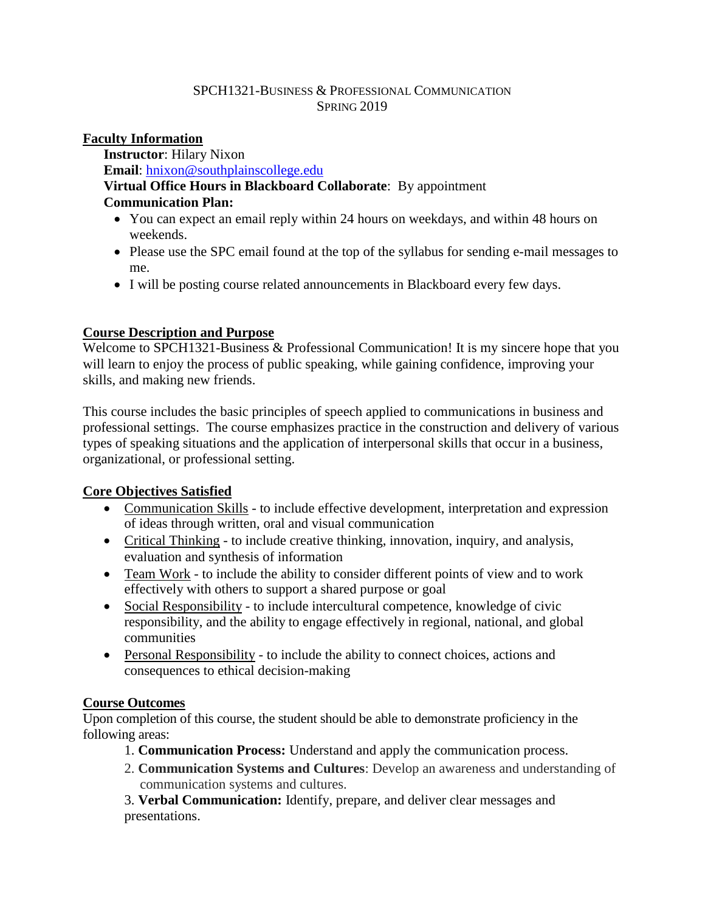# SPCH1321-BUSINESS & PROFESSIONAL COMMUNICATION
## SPRING 2019

## Faculty Information

**Instructor**: Hilary Nixon
**Email**: hnixon@southplainscollege.edu
**Virtual Office Hours in Blackboard Collaborate**: By appointment
**Communication Plan:**

- You can expect an email reply within 24 hours on weekdays, and within 48 hours on weekends.
- Please use the SPC email found at the top of the syllabus for sending e-mail messages to me.
- I will be posting course related announcements in Blackboard every few days.

## Course Description and Purpose

Welcome to SPCH1321-Business & Professional Communication! It is my sincere hope that you will learn to enjoy the process of public speaking, while gaining confidence, improving your skills, and making new friends.

This course includes the basic principles of speech applied to communications in business and professional settings. The course emphasizes practice in the construction and delivery of various types of speaking situations and the application of interpersonal skills that occur in a business, organizational, or professional setting.

## Core Objectives Satisfied

- Communication Skills - to include effective development, interpretation and expression of ideas through written, oral and visual communication
- Critical Thinking - to include creative thinking, innovation, inquiry, and analysis, evaluation and synthesis of information
- Team Work - to include the ability to consider different points of view and to work effectively with others to support a shared purpose or goal
- Social Responsibility - to include intercultural competence, knowledge of civic responsibility, and the ability to engage effectively in regional, national, and global communities
- Personal Responsibility - to include the ability to connect choices, actions and consequences to ethical decision-making

## Course Outcomes

Upon completion of this course, the student should be able to demonstrate proficiency in the following areas:

1. **Communication Process:** Understand and apply the communication process.
2. **Communication Systems and Cultures**: Develop an awareness and understanding of communication systems and cultures.
3. **Verbal Communication:** Identify, prepare, and deliver clear messages and presentations.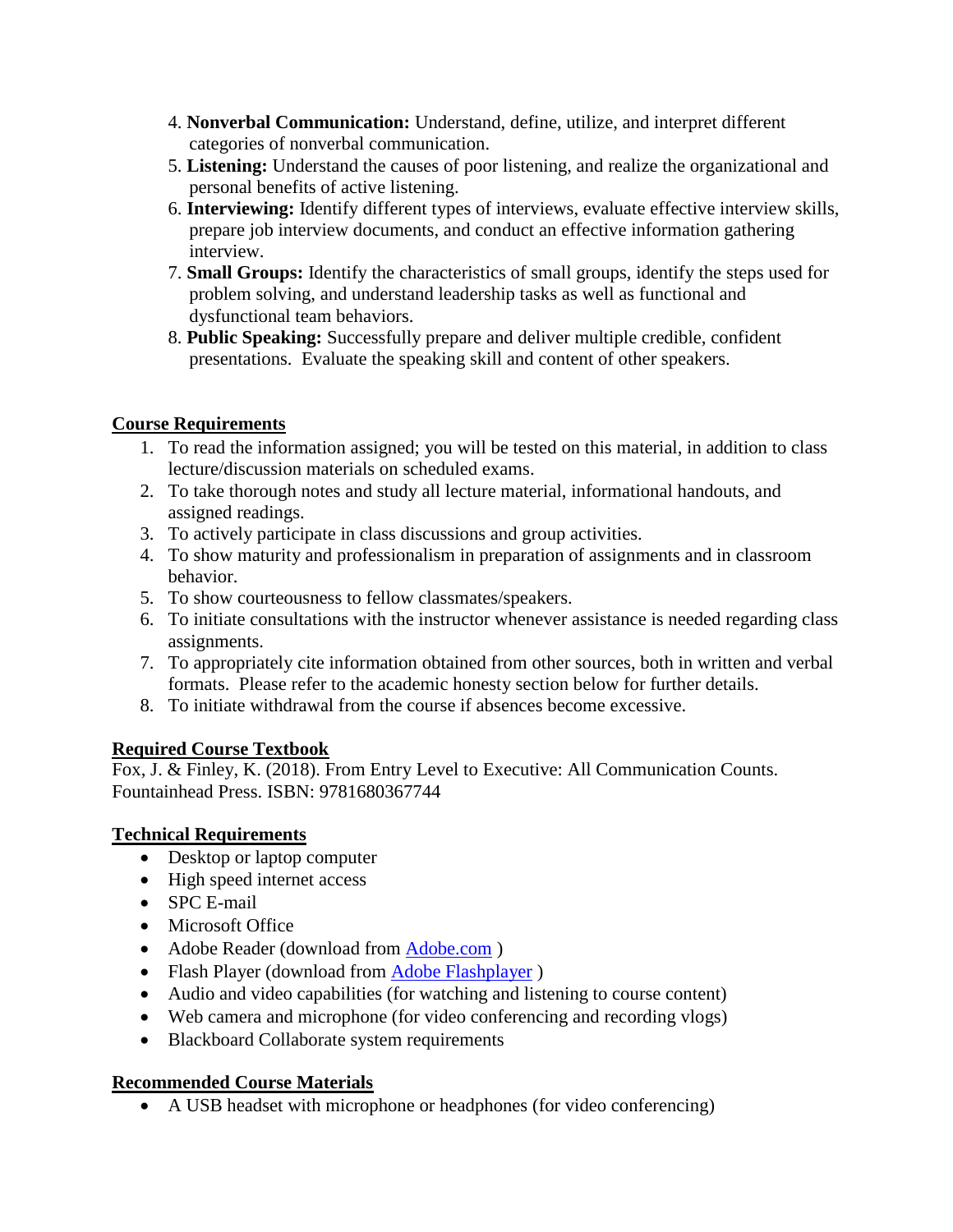4. **Nonverbal Communication:** Understand, define, utilize, and interpret different categories of nonverbal communication.
5. **Listening:** Understand the causes of poor listening, and realize the organizational and personal benefits of active listening.
6. **Interviewing:** Identify different types of interviews, evaluate effective interview skills, prepare job interview documents, and conduct an effective information gathering interview.
7. **Small Groups:** Identify the characteristics of small groups, identify the steps used for problem solving, and understand leadership tasks as well as functional and dysfunctional team behaviors.
8. **Public Speaking:** Successfully prepare and deliver multiple credible, confident presentations. Evaluate the speaking skill and content of other speakers.

## Course Requirements

1. To read the information assigned; you will be tested on this material, in addition to class lecture/discussion materials on scheduled exams.
2. To take thorough notes and study all lecture material, informational handouts, and assigned readings.
3. To actively participate in class discussions and group activities.
4. To show maturity and professionalism in preparation of assignments and in classroom behavior.
5. To show courteousness to fellow classmates/speakers.
6. To initiate consultations with the instructor whenever assistance is needed regarding class assignments.
7. To appropriately cite information obtained from other sources, both in written and verbal formats. Please refer to the academic honesty section below for further details.
8. To initiate withdrawal from the course if absences become excessive.

## Required Course Textbook

Fox, J. & Finley, K. (2018). From Entry Level to Executive: All Communication Counts. Fountainhead Press. ISBN: 9781680367744

## Technical Requirements

- Desktop or laptop computer
- High speed internet access
- SPC E-mail
- Microsoft Office
- Adobe Reader (download from Adobe.com )
- Flash Player (download from Adobe Flashplayer )
- Audio and video capabilities (for watching and listening to course content)
- Web camera and microphone (for video conferencing and recording vlogs)
- Blackboard Collaborate system requirements

## Recommended Course Materials

- A USB headset with microphone or headphones (for video conferencing)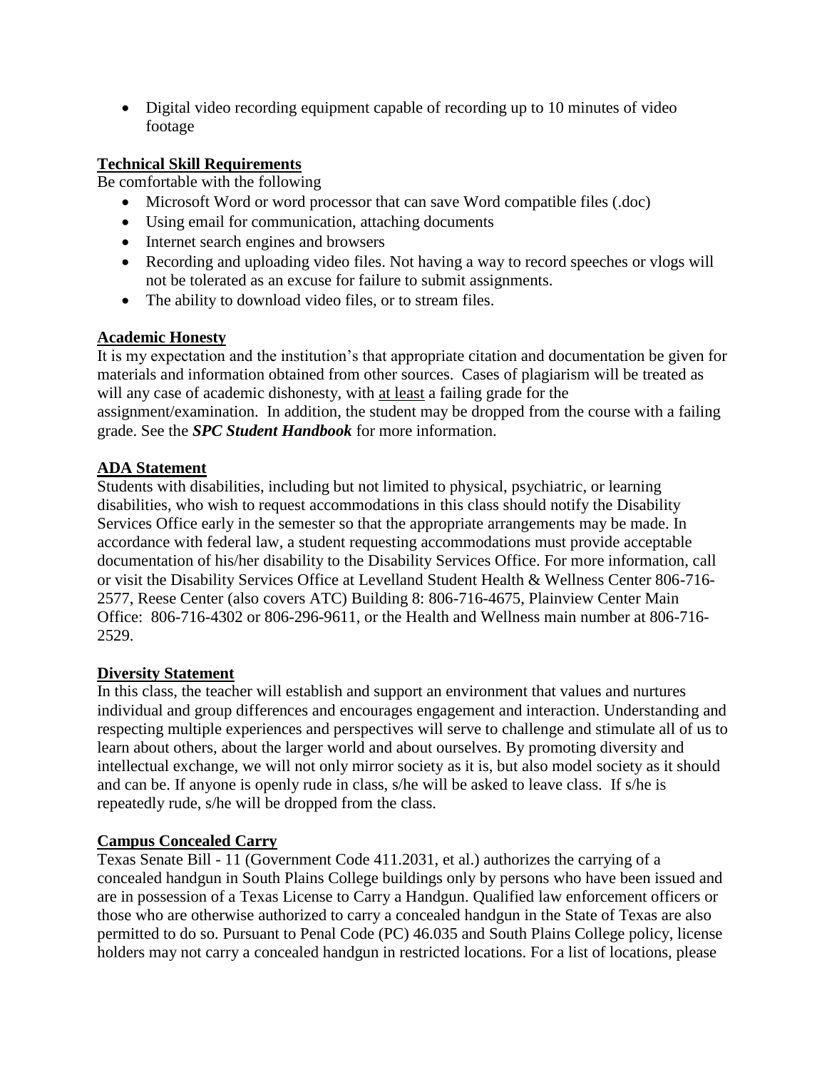- Digital video recording equipment capable of recording up to 10 minutes of video footage

**Technical Skill Requirements**

Be comfortable with the following

- Microsoft Word or word processor that can save Word compatible files (.doc)
- Using email for communication, attaching documents
- Internet search engines and browsers
- Recording and uploading video files. Not having a way to record speeches or vlogs will not be tolerated as an excuse for failure to submit assignments.
- The ability to download video files, or to stream files.

**Academic Honesty**

It is my expectation and the institution's that appropriate citation and documentation be given for materials and information obtained from other sources. Cases of plagiarism will be treated as will any case of academic dishonesty, with at least a failing grade for the assignment/examination. In addition, the student may be dropped from the course with a failing grade. See the ***SPC Student Handbook*** for more information.

**ADA Statement**

Students with disabilities, including but not limited to physical, psychiatric, or learning disabilities, who wish to request accommodations in this class should notify the Disability Services Office early in the semester so that the appropriate arrangements may be made. In accordance with federal law, a student requesting accommodations must provide acceptable documentation of his/her disability to the Disability Services Office. For more information, call or visit the Disability Services Office at Levelland Student Health & Wellness Center 806-716-2577, Reese Center (also covers ATC) Building 8: 806-716-4675, Plainview Center Main Office: 806-716-4302 or 806-296-9611, or the Health and Wellness main number at 806-716-2529.

**Diversity Statement**

In this class, the teacher will establish and support an environment that values and nurtures individual and group differences and encourages engagement and interaction. Understanding and respecting multiple experiences and perspectives will serve to challenge and stimulate all of us to learn about others, about the larger world and about ourselves. By promoting diversity and intellectual exchange, we will not only mirror society as it is, but also model society as it should and can be. If anyone is openly rude in class, s/he will be asked to leave class. If s/he is repeatedly rude, s/he will be dropped from the class.

**Campus Concealed Carry**

Texas Senate Bill - 11 (Government Code 411.2031, et al.) authorizes the carrying of a concealed handgun in South Plains College buildings only by persons who have been issued and are in possession of a Texas License to Carry a Handgun. Qualified law enforcement officers or those who are otherwise authorized to carry a concealed handgun in the State of Texas are also permitted to do so. Pursuant to Penal Code (PC) 46.035 and South Plains College policy, license holders may not carry a concealed handgun in restricted locations. For a list of locations, please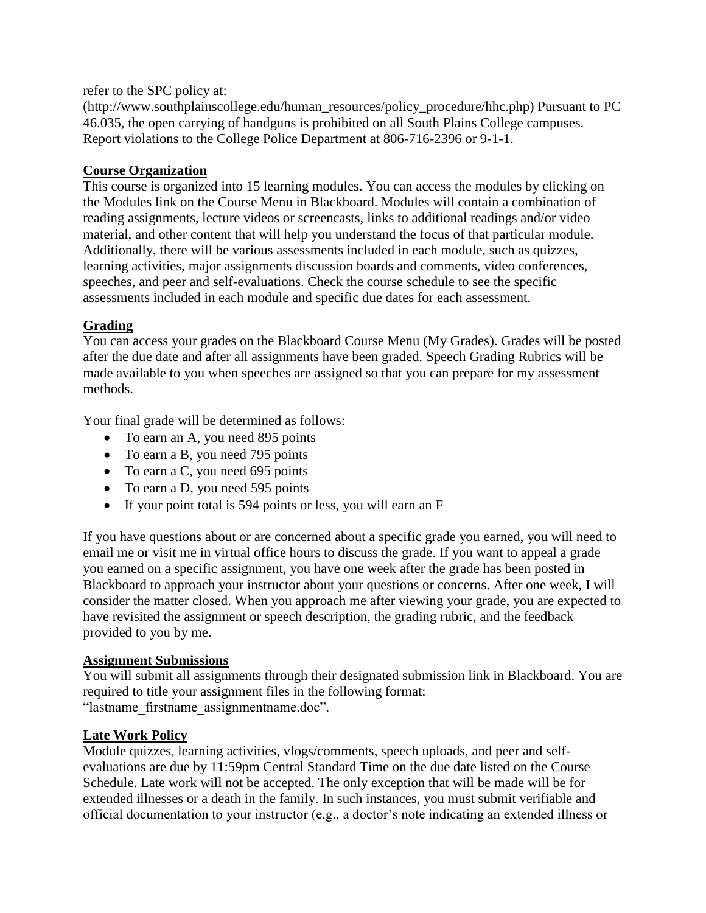refer to the SPC policy at: (http://www.southplainscollege.edu/human_resources/policy_procedure/hhc.php) Pursuant to PC 46.035, the open carrying of handguns is prohibited on all South Plains College campuses. Report violations to the College Police Department at 806-716-2396 or 9-1-1.

**Course Organization**

This course is organized into 15 learning modules. You can access the modules by clicking on the Modules link on the Course Menu in Blackboard. Modules will contain a combination of reading assignments, lecture videos or screencasts, links to additional readings and/or video material, and other content that will help you understand the focus of that particular module. Additionally, there will be various assessments included in each module, such as quizzes, learning activities, major assignments discussion boards and comments, video conferences, speeches, and peer and self-evaluations. Check the course schedule to see the specific assessments included in each module and specific due dates for each assessment.

**Grading**

You can access your grades on the Blackboard Course Menu (My Grades). Grades will be posted after the due date and after all assignments have been graded. Speech Grading Rubrics will be made available to you when speeches are assigned so that you can prepare for my assessment methods.

Your final grade will be determined as follows:

- To earn an A, you need 895 points
- To earn a B, you need 795 points
- To earn a C, you need 695 points
- To earn a D, you need 595 points
- If your point total is 594 points or less, you will earn an F

If you have questions about or are concerned about a specific grade you earned, you will need to email me or visit me in virtual office hours to discuss the grade. If you want to appeal a grade you earned on a specific assignment, you have one week after the grade has been posted in Blackboard to approach your instructor about your questions or concerns. After one week, I will consider the matter closed. When you approach me after viewing your grade, you are expected to have revisited the assignment or speech description, the grading rubric, and the feedback provided to you by me.

**Assignment Submissions**

You will submit all assignments through their designated submission link in Blackboard. You are required to title your assignment files in the following format: "lastname_firstname_assignmentname.doc".

**Late Work Policy**

Module quizzes, learning activities, vlogs/comments, speech uploads, and peer and self-evaluations are due by 11:59pm Central Standard Time on the due date listed on the Course Schedule. Late work will not be accepted. The only exception that will be made will be for extended illnesses or a death in the family. In such instances, you must submit verifiable and official documentation to your instructor (e.g., a doctor's note indicating an extended illness or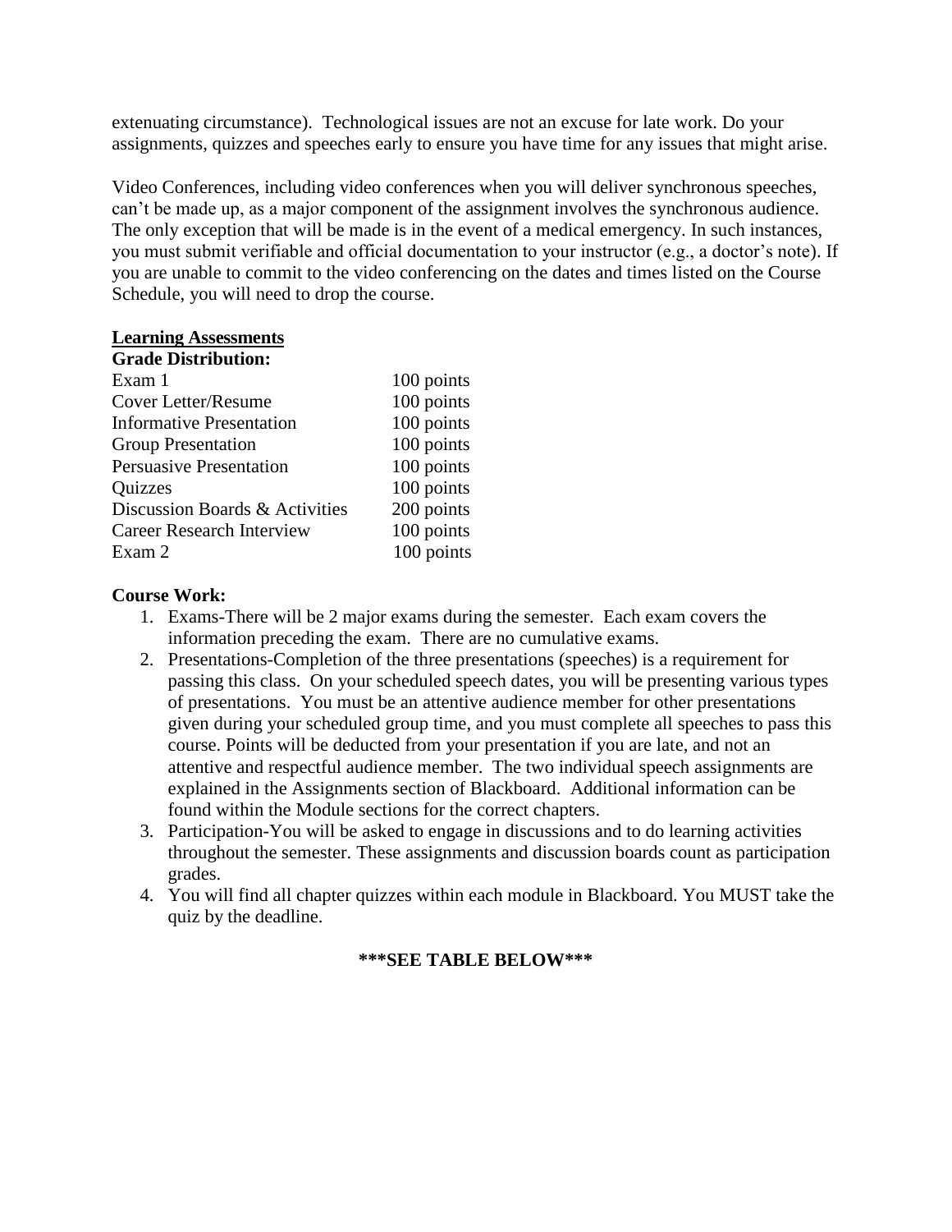extenuating circumstance). Technological issues are not an excuse for late work. Do your assignments, quizzes and speeches early to ensure you have time for any issues that might arise.

Video Conferences, including video conferences when you will deliver synchronous speeches, can't be made up, as a major component of the assignment involves the synchronous audience. The only exception that will be made is in the event of a medical emergency. In such instances, you must submit verifiable and official documentation to your instructor (e.g., a doctor's note). If you are unable to commit to the video conferencing on the dates and times listed on the Course Schedule, you will need to drop the course.

**Learning Assessments**

**Grade Distribution:**

| | |
|---|---|
| Exam 1 | 100 points |
| Cover Letter/Resume | 100 points |
| Informative Presentation | 100 points |
| Group Presentation | 100 points |
| Persuasive Presentation | 100 points |
| Quizzes | 100 points |
| Discussion Boards & Activities | 200 points |
| Career Research Interview | 100 points |
| Exam 2 | 100 points |

**Course Work:**

1. Exams-There will be 2 major exams during the semester. Each exam covers the information preceding the exam. There are no cumulative exams.
2. Presentations-Completion of the three presentations (speeches) is a requirement for passing this class. On your scheduled speech dates, you will be presenting various types of presentations. You must be an attentive audience member for other presentations given during your scheduled group time, and you must complete all speeches to pass this course. Points will be deducted from your presentation if you are late, and not an attentive and respectful audience member. The two individual speech assignments are explained in the Assignments section of Blackboard. Additional information can be found within the Module sections for the correct chapters.
3. Participation-You will be asked to engage in discussions and to do learning activities throughout the semester. These assignments and discussion boards count as participation grades.
4. You will find all chapter quizzes within each module in Blackboard. You MUST take the quiz by the deadline.

**\*\*\*SEE TABLE BELOW\*\*\***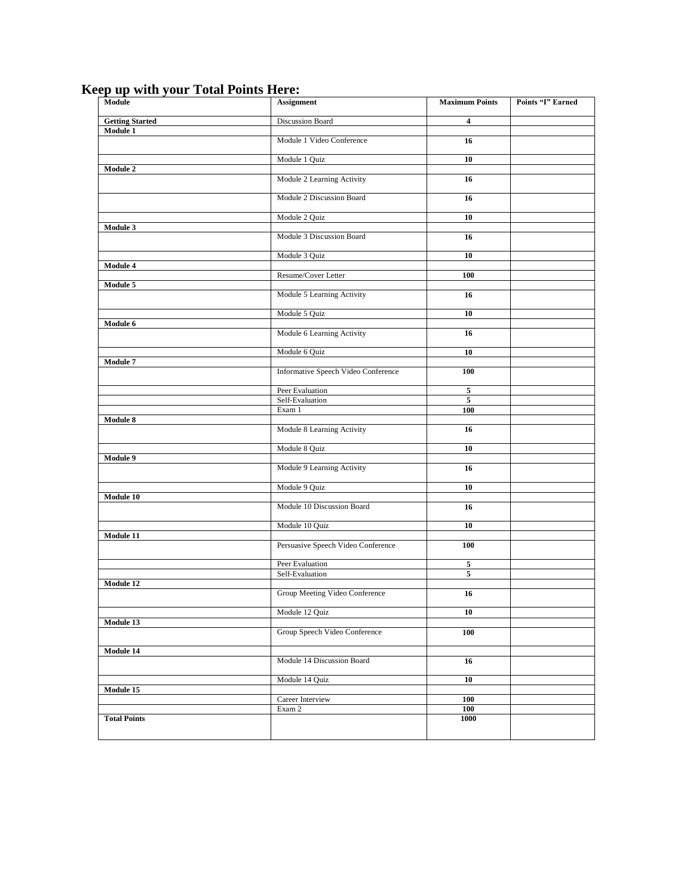## Keep up with your Total Points Here:

| Module | Assignment | Maximum Points | Points "I" Earned |
|---|---|---|---|
| **Getting Started** | Discussion Board | **4** | |
| **Module 1** | | | |
| | Module 1 Video Conference | **16** | |
| | Module 1 Quiz | **10** | |
| **Module 2** | | | |
| | Module 2 Learning Activity | **16** | |
| | Module 2 Discussion Board | **16** | |
| | Module 2 Quiz | **10** | |
| **Module 3** | | | |
| | Module 3 Discussion Board | **16** | |
| | Module 3 Quiz | **10** | |
| **Module 4** | | | |
| | Resume/Cover Letter | **100** | |
| **Module 5** | | | |
| | Module 5 Learning Activity | **16** | |
| | Module 5 Quiz | **10** | |
| **Module 6** | | | |
| | Module 6 Learning Activity | **16** | |
| | Module 6 Quiz | **10** | |
| **Module 7** | | | |
| | Informative Speech Video Conference | **100** | |
| | Peer Evaluation | **5** | |
| | Self-Evaluation | **5** | |
| | Exam 1 | **100** | |
| **Module 8** | | | |
| | Module 8 Learning Activity | **16** | |
| | Module 8 Quiz | **10** | |
| **Module 9** | | | |
| | Module 9 Learning Activity | **16** | |
| | Module 9 Quiz | **10** | |
| **Module 10** | | | |
| | Module 10 Discussion Board | **16** | |
| | Module 10 Quiz | **10** | |
| **Module 11** | | | |
| | Persuasive Speech Video Conference | **100** | |
| | Peer Evaluation | **5** | |
| | Self-Evaluation | **5** | |
| **Module 12** | | | |
| | Group Meeting Video Conference | **16** | |
| | Module 12 Quiz | **10** | |
| **Module 13** | | | |
| | Group Speech Video Conference | **100** | |
| **Module 14** | | | |
| | Module 14 Discussion Board | **16** | |
| | Module 14 Quiz | **10** | |
| **Module 15** | | | |
| | Career Interview | **100** | |
| | Exam 2 | **100** | |
| **Total Points** | | **1000** | |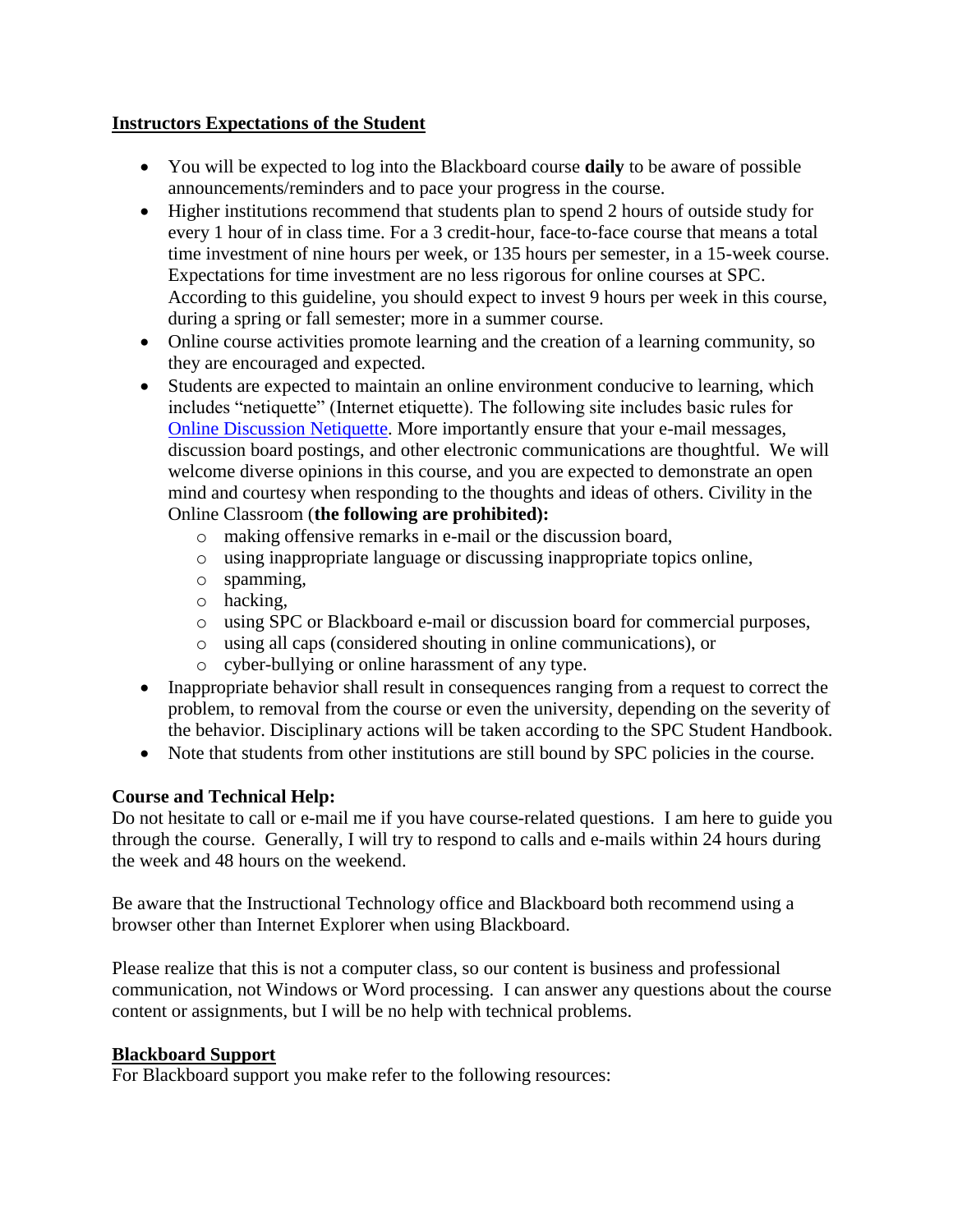**Instructors Expectations of the Student**

- You will be expected to log into the Blackboard course **daily** to be aware of possible announcements/reminders and to pace your progress in the course.
- Higher institutions recommend that students plan to spend 2 hours of outside study for every 1 hour of in class time. For a 3 credit-hour, face-to-face course that means a total time investment of nine hours per week, or 135 hours per semester, in a 15-week course. Expectations for time investment are no less rigorous for online courses at SPC. According to this guideline, you should expect to invest 9 hours per week in this course, during a spring or fall semester; more in a summer course.
- Online course activities promote learning and the creation of a learning community, so they are encouraged and expected.
- Students are expected to maintain an online environment conducive to learning, which includes "netiquette" (Internet etiquette). The following site includes basic rules for Online Discussion Netiquette. More importantly ensure that your e-mail messages, discussion board postings, and other electronic communications are thoughtful. We will welcome diverse opinions in this course, and you are expected to demonstrate an open mind and courtesy when responding to the thoughts and ideas of others. Civility in the Online Classroom (**the following are prohibited):**
  - making offensive remarks in e-mail or the discussion board,
  - using inappropriate language or discussing inappropriate topics online,
  - spamming,
  - hacking,
  - using SPC or Blackboard e-mail or discussion board for commercial purposes,
  - using all caps (considered shouting in online communications), or
  - cyber-bullying or online harassment of any type.
- Inappropriate behavior shall result in consequences ranging from a request to correct the problem, to removal from the course or even the university, depending on the severity of the behavior. Disciplinary actions will be taken according to the SPC Student Handbook.
- Note that students from other institutions are still bound by SPC policies in the course.

**Course and Technical Help:**

Do not hesitate to call or e-mail me if you have course-related questions. I am here to guide you through the course. Generally, I will try to respond to calls and e-mails within 24 hours during the week and 48 hours on the weekend.

Be aware that the Instructional Technology office and Blackboard both recommend using a browser other than Internet Explorer when using Blackboard.

Please realize that this is not a computer class, so our content is business and professional communication, not Windows or Word processing. I can answer any questions about the course content or assignments, but I will be no help with technical problems.

**Blackboard Support**

For Blackboard support you make refer to the following resources: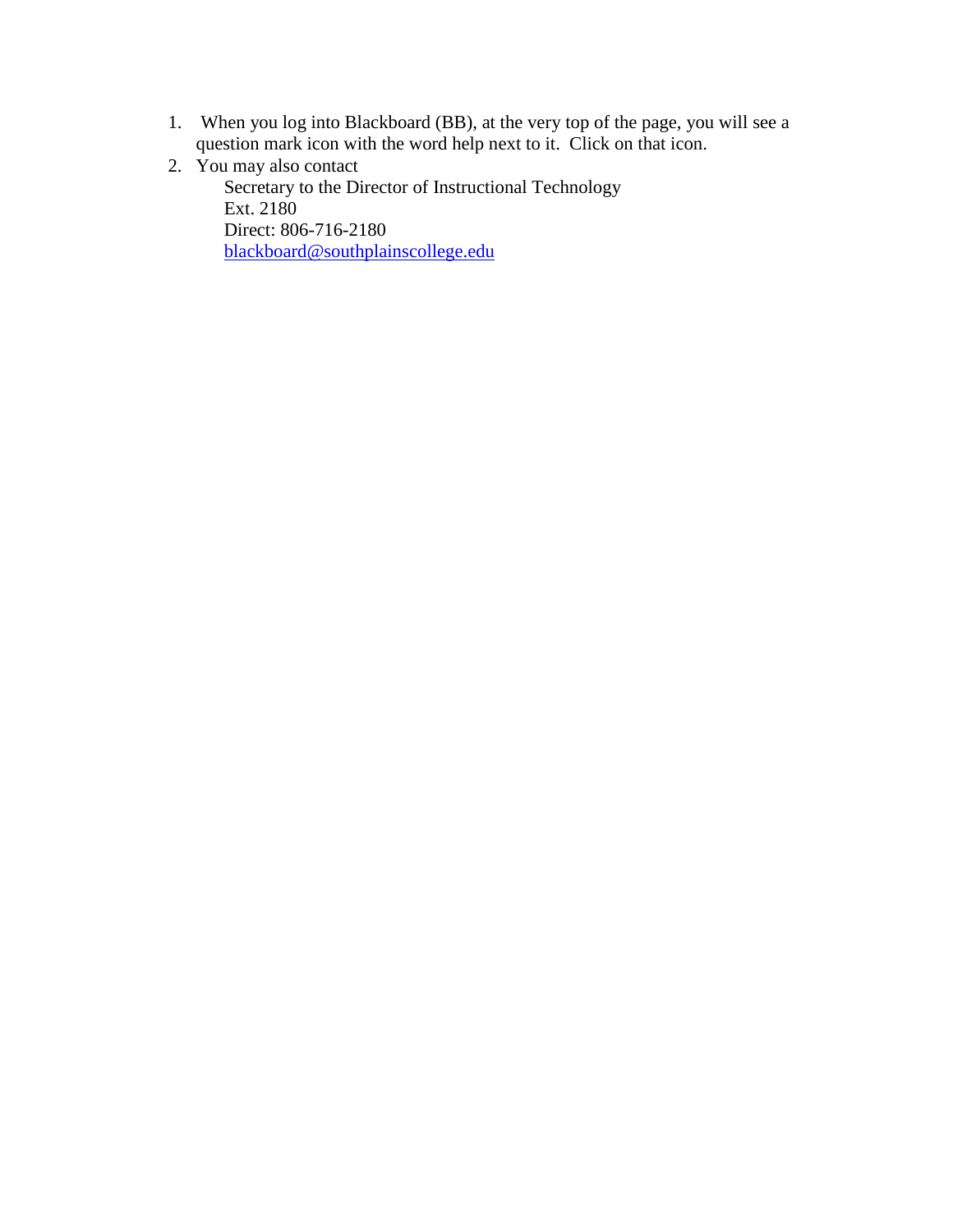1. When you log into Blackboard (BB), at the very top of the page, you will see a question mark icon with the word help next to it. Click on that icon.
2. You may also contact
   Secretary to the Director of Instructional Technology
   Ext. 2180
   Direct: 806-716-2180
   blackboard@southplainscollege.edu